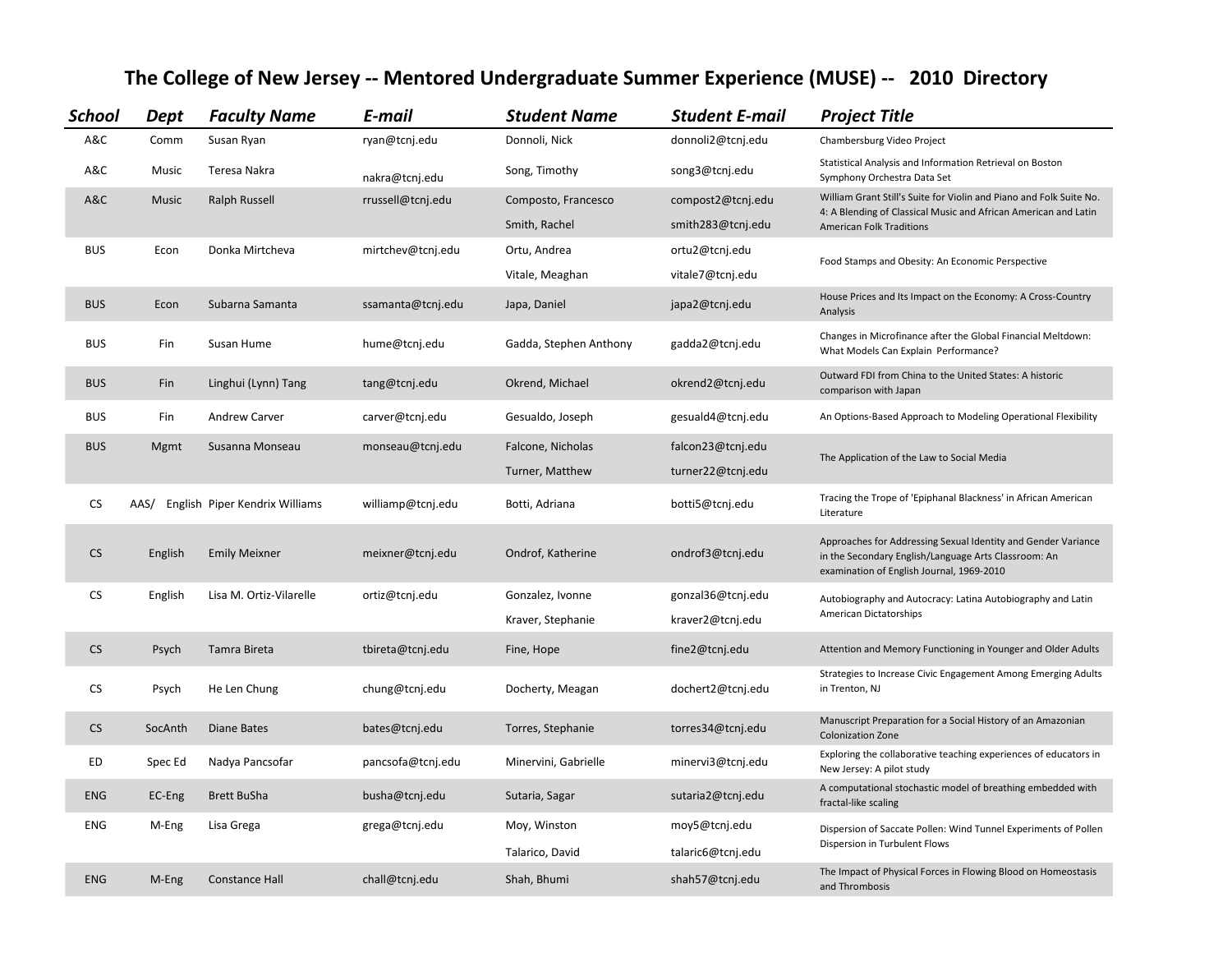# The College of New Jersey -- Mentored Undergraduate Summer Experience (MUSE) -- 2010 Directory

| School | Dept | Faculty Name | E-mail | Student Name | Student E-mail | Project Title |
|---|---|---|---|---|---|---|
| A&C | Comm | Susan Ryan | ryan@tcnj.edu | Donnoli, Nick | donnoli2@tcnj.edu | Chambersburg Video Project |
| A&C | Music | Teresa Nakra | nakra@tcnj.edu | Song, Timothy | song3@tcnj.edu | Statistical Analysis and Information Retrieval on Boston Symphony Orchestra Data Set |
| A&C | Music | Ralph Russell | rrussell@tcnj.edu | Composto, Francesco | compost2@tcnj.edu | William Grant Still's Suite for Violin and Piano and Folk Suite No. 4: A Blending of Classical Music and African American and Latin American Folk Traditions |
| | | | | Smith, Rachel | smith283@tcnj.edu | |
| BUS | Econ | Donka Mirtcheva | mirtchev@tcnj.edu | Ortu, Andrea | ortu2@tcnj.edu | Food Stamps and Obesity: An Economic Perspective |
| | | | | Vitale, Meaghan | vitale7@tcnj.edu | |
| BUS | Econ | Subarna Samanta | ssamanta@tcnj.edu | Japa, Daniel | japa2@tcnj.edu | House Prices and Its Impact on the Economy: A Cross-Country Analysis |
| BUS | Fin | Susan Hume | hume@tcnj.edu | Gadda, Stephen Anthony | gadda2@tcnj.edu | Changes in Microfinance after the Global Financial Meltdown: What Models Can Explain Performance? |
| BUS | Fin | Linghui (Lynn) Tang | tang@tcnj.edu | Okrend, Michael | okrend2@tcnj.edu | Outward FDI from China to the United States: A historic comparison with Japan |
| BUS | Fin | Andrew Carver | carver@tcnj.edu | Gesualdo, Joseph | gesuald4@tcnj.edu | An Options-Based Approach to Modeling Operational Flexibility |
| BUS | Mgmt | Susanna Monseau | monseau@tcnj.edu | Falcone, Nicholas | falcon23@tcnj.edu | The Application of the Law to Social Media |
| | | | | Turner, Matthew | turner22@tcnj.edu | |
| CS | AAS/ English | Piper Kendrix Williams | williamp@tcnj.edu | Botti, Adriana | botti5@tcnj.edu | Tracing the Trope of 'Epiphanal Blackness' in African American Literature |
| CS | English | Emily Meixner | meixner@tcnj.edu | Ondrof, Katherine | ondrof3@tcnj.edu | Approaches for Addressing Sexual Identity and Gender Variance in the Secondary English/Language Arts Classroom: An examination of English Journal, 1969-2010 |
| CS | English | Lisa M. Ortiz-Vilarelle | ortiz@tcnj.edu | Gonzalez, Ivonne | gonzal36@tcnj.edu | Autobiography and Autocracy: Latina Autobiography and Latin American Dictatorships |
| | | | | Kraver, Stephanie | kraver2@tcnj.edu | |
| CS | Psych | Tamra Bireta | tbireta@tcnj.edu | Fine, Hope | fine2@tcnj.edu | Attention and Memory Functioning in Younger and Older Adults |
| CS | Psych | He Len Chung | chung@tcnj.edu | Docherty, Meagan | dochert2@tcnj.edu | Strategies to Increase Civic Engagement Among Emerging Adults in Trenton, NJ |
| CS | SocAnth | Diane Bates | bates@tcnj.edu | Torres, Stephanie | torres34@tcnj.edu | Manuscript Preparation for a Social History of an Amazonian Colonization Zone |
| ED | Spec Ed | Nadya Pancsofar | pancsofa@tcnj.edu | Minervini, Gabrielle | minervi3@tcnj.edu | Exploring the collaborative teaching experiences of educators in New Jersey: A pilot study |
| ENG | EC-Eng | Brett BuSha | busha@tcnj.edu | Sutaria, Sagar | sutaria2@tcnj.edu | A computational stochastic model of breathing embedded with fractal-like scaling |
| ENG | M-Eng | Lisa Grega | grega@tcnj.edu | Moy, Winston | moy5@tcnj.edu | Dispersion of Saccate Pollen: Wind Tunnel Experiments of Pollen Dispersion in Turbulent Flows |
| | | | | Talarico, David | talaric6@tcnj.edu | |
| ENG | M-Eng | Constance Hall | chall@tcnj.edu | Shah, Bhumi | shah57@tcnj.edu | The Impact of Physical Forces in Flowing Blood on Homeostasis and Thrombosis |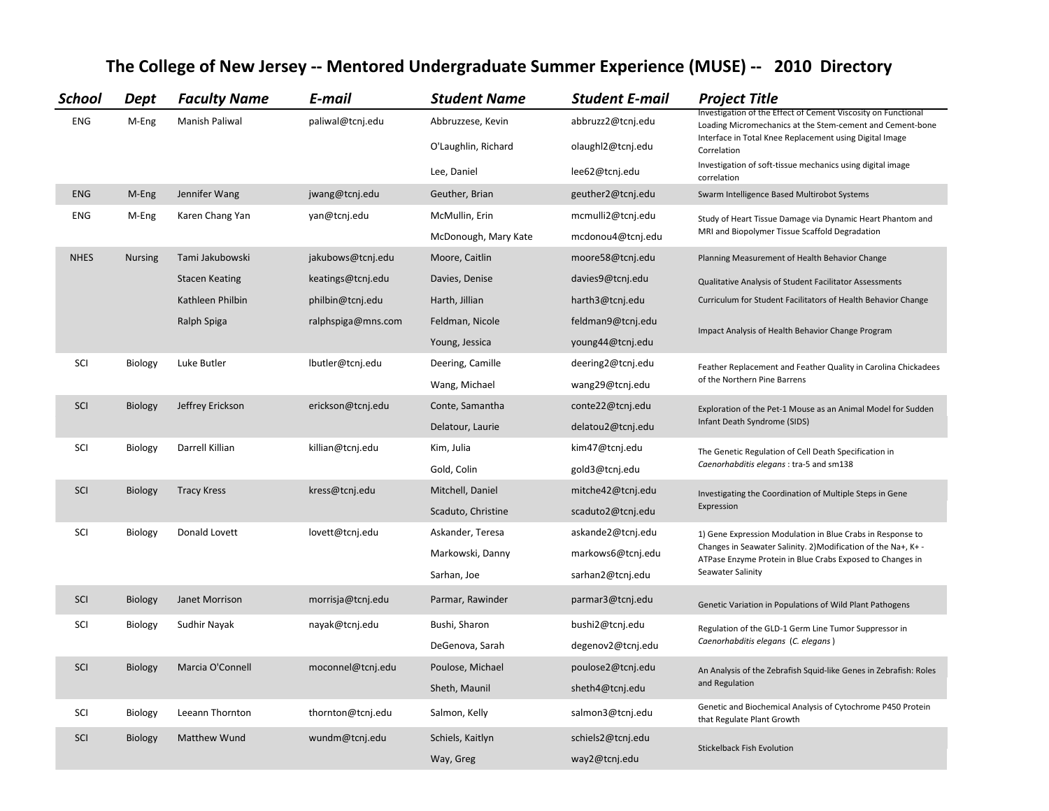# The College of New Jersey -- Mentored Undergraduate Summer Experience (MUSE) -- 2010 Directory

| School | Dept | Faculty Name | E-mail | Student Name | Student E-mail | Project Title |
|---|---|---|---|---|---|---|
| ENG | M-Eng | Manish Paliwal | paliwal@tcnj.edu | Abbruzzese, Kevin | abbruzz2@tcnj.edu | Investigation of the Effect of Cement Viscosity on Functional Loading Micromechanics at the Stem-cement and Cement-bone Interface in Total Knee Replacement using Digital Image Correlation |
| | | | | O'Laughlin, Richard | olaughl2@tcnj.edu | |
| | | | | Lee, Daniel | lee62@tcnj.edu | Investigation of soft-tissue mechanics using digital image correlation |
| ENG | M-Eng | Jennifer Wang | jwang@tcnj.edu | Geuther, Brian | geuther2@tcnj.edu | Swarm Intelligence Based Multirobot Systems |
| ENG | M-Eng | Karen Chang Yan | yan@tcnj.edu | McMullin, Erin | mcmulli2@tcnj.edu | Study of Heart Tissue Damage via Dynamic Heart Phantom and MRI and Biopolymer Tissue Scaffold Degradation |
| | | | | McDonough, Mary Kate | mcdonou4@tcnj.edu | |
| NHES | Nursing | Tami Jakubowski | jakubows@tcnj.edu | Moore, Caitlin | moore58@tcnj.edu | Planning Measurement of Health Behavior Change |
| | | Stacen Keating | keatings@tcnj.edu | Davies, Denise | davies9@tcnj.edu | Qualitative Analysis of Student Facilitator Assessments |
| | | Kathleen Philbin | philbin@tcnj.edu | Harth, Jillian | harth3@tcnj.edu | Curriculum for Student Facilitators of Health Behavior Change |
| | | Ralph Spiga | ralphspiga@mns.com | Feldman, Nicole | feldman9@tcnj.edu | Impact Analysis of Health Behavior Change Program |
| | | | | Young, Jessica | young44@tcnj.edu | |
| SCI | Biology | Luke Butler | lbutler@tcnj.edu | Deering, Camille | deering2@tcnj.edu | Feather Replacement and Feather Quality in Carolina Chickadees of the Northern Pine Barrens |
| | | | | Wang, Michael | wang29@tcnj.edu | |
| SCI | Biology | Jeffrey Erickson | erickson@tcnj.edu | Conte, Samantha | conte22@tcnj.edu | Exploration of the Pet-1 Mouse as an Animal Model for Sudden Infant Death Syndrome (SIDS) |
| | | | | Delatour, Laurie | delatou2@tcnj.edu | |
| SCI | Biology | Darrell Killian | killian@tcnj.edu | Kim, Julia | kim47@tcnj.edu | The Genetic Regulation of Cell Death Specification in *Caenorhabditis elegans* : tra-5 and sm138 |
| | | | | Gold, Colin | gold3@tcnj.edu | |
| SCI | Biology | Tracy Kress | kress@tcnj.edu | Mitchell, Daniel | mitche42@tcnj.edu | Investigating the Coordination of Multiple Steps in Gene Expression |
| | | | | Scaduto, Christine | scaduto2@tcnj.edu | |
| SCI | Biology | Donald Lovett | lovett@tcnj.edu | Askander, Teresa | askande2@tcnj.edu | 1) Gene Expression Modulation in Blue Crabs in Response to Changes in Seawater Salinity. 2)Modification of the Na+, K+ -ATPase Enzyme Protein in Blue Crabs Exposed to Changes in Seawater Salinity |
| | | | | Markowski, Danny | markows6@tcnj.edu | |
| | | | | Sarhan, Joe | sarhan2@tcnj.edu | |
| SCI | Biology | Janet Morrison | morrisja@tcnj.edu | Parmar, Rawinder | parmar3@tcnj.edu | Genetic Variation in Populations of Wild Plant Pathogens |
| SCI | Biology | Sudhir Nayak | nayak@tcnj.edu | Bushi, Sharon | bushi2@tcnj.edu | Regulation of the GLD-1 Germ Line Tumor Suppressor in *Caenorhabditis elegans* (*C. elegans* ) |
| | | | | DeGenova, Sarah | degenov2@tcnj.edu | |
| SCI | Biology | Marcia O'Connell | moconnel@tcnj.edu | Poulose, Michael | poulose2@tcnj.edu | An Analysis of the Zebrafish Squid-like Genes in Zebrafish: Roles and Regulation |
| | | | | Sheth, Maunil | sheth4@tcnj.edu | |
| SCI | Biology | Leeann Thornton | thornton@tcnj.edu | Salmon, Kelly | salmon3@tcnj.edu | Genetic and Biochemical Analysis of Cytochrome P450 Protein that Regulate Plant Growth |
| SCI | Biology | Matthew Wund | wundm@tcnj.edu | Schiels, Kaitlyn | schiels2@tcnj.edu | Stickelback Fish Evolution |
| | | | | Way, Greg | way2@tcnj.edu | |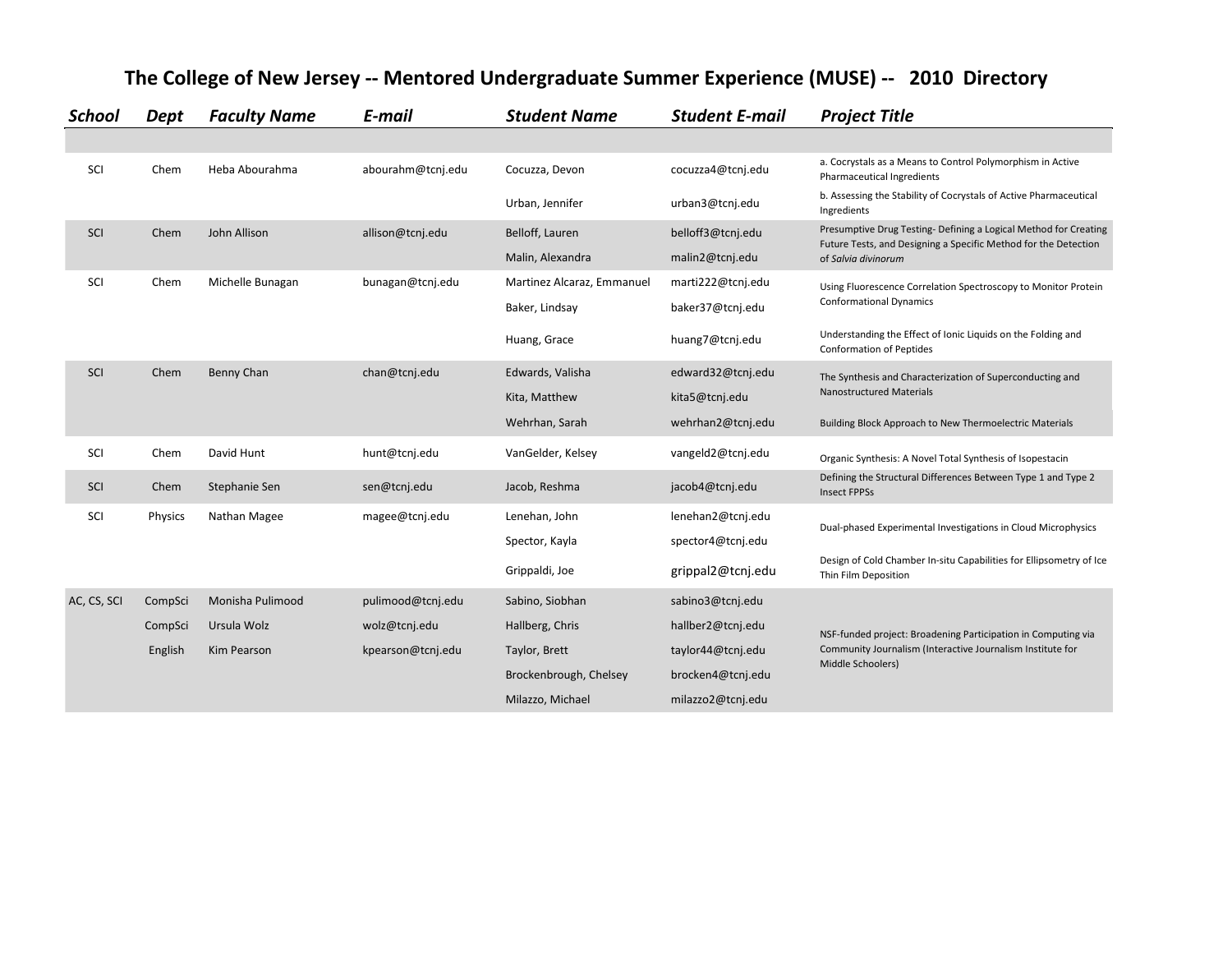# The College of New Jersey -- Mentored Undergraduate Summer Experience (MUSE) -- 2010 Directory

| ***School*** | ***Dept*** | ***Faculty Name*** | ***E-mail*** | ***Student Name*** | ***Student E-mail*** | ***Project Title*** |
|---|---|---|---|---|---|---|
| SCI | Chem | Heba Abourahma | abourahm@tcnj.edu | Cocuzza, Devon | cocuzza4@tcnj.edu | a. Cocrystals as a Means to Control Polymorphism in Active Pharmaceutical Ingredients |
| | | | | Urban, Jennifer | urban3@tcnj.edu | b. Assessing the Stability of Cocrystals of Active Pharmaceutical Ingredients |
| SCI | Chem | John Allison | allison@tcnj.edu | Belloff, Lauren | belloff3@tcnj.edu | Presumptive Drug Testing- Defining a Logical Method for Creating Future Tests, and Designing a Specific Method for the Detection of *Salvia divinorum* |
| | | | | Malin, Alexandra | malin2@tcnj.edu | |
| SCI | Chem | Michelle Bunagan | bunagan@tcnj.edu | Martinez Alcaraz, Emmanuel | marti222@tcnj.edu | Using Fluorescence Correlation Spectroscopy to Monitor Protein Conformational Dynamics |
| | | | | Baker, Lindsay | baker37@tcnj.edu | |
| | | | | Huang, Grace | huang7@tcnj.edu | Understanding the Effect of Ionic Liquids on the Folding and Conformation of Peptides |
| SCI | Chem | Benny Chan | chan@tcnj.edu | Edwards, Valisha | edward32@tcnj.edu | The Synthesis and Characterization of Superconducting and Nanostructured Materials |
| | | | | Kita, Matthew | kita5@tcnj.edu | |
| | | | | Wehrhan, Sarah | wehrhan2@tcnj.edu | Building Block Approach to New Thermoelectric Materials |
| SCI | Chem | David Hunt | hunt@tcnj.edu | VanGelder, Kelsey | vangeld2@tcnj.edu | Organic Synthesis: A Novel Total Synthesis of Isopestacin |
| SCI | Chem | Stephanie Sen | sen@tcnj.edu | Jacob, Reshma | jacob4@tcnj.edu | Defining the Structural Differences Between Type 1 and Type 2 Insect FPPSs |
| SCI | Physics | Nathan Magee | magee@tcnj.edu | Lenehan, John | lenehan2@tcnj.edu | Dual-phased Experimental Investigations in Cloud Microphysics |
| | | | | Spector, Kayla | spector4@tcnj.edu | |
| | | | | Grippaldi, Joe | grippal2@tcnj.edu | Design of Cold Chamber In-situ Capabilities for Ellipsometry of Ice Thin Film Deposition |
| AC, CS, SCI | CompSci | Monisha Pulimood | pulimood@tcnj.edu | Sabino, Siobhan | sabino3@tcnj.edu | NSF-funded project: Broadening Participation in Computing via Community Journalism (Interactive Journalism Institute for Middle Schoolers) |
| | CompSci | Ursula Wolz | wolz@tcnj.edu | Hallberg, Chris | hallber2@tcnj.edu | |
| | English | Kim Pearson | kpearson@tcnj.edu | Taylor, Brett | taylor44@tcnj.edu | |
| | | | | Brockenbrough, Chelsey | brocken4@tcnj.edu | |
| | | | | Milazzo, Michael | milazzo2@tcnj.edu | |